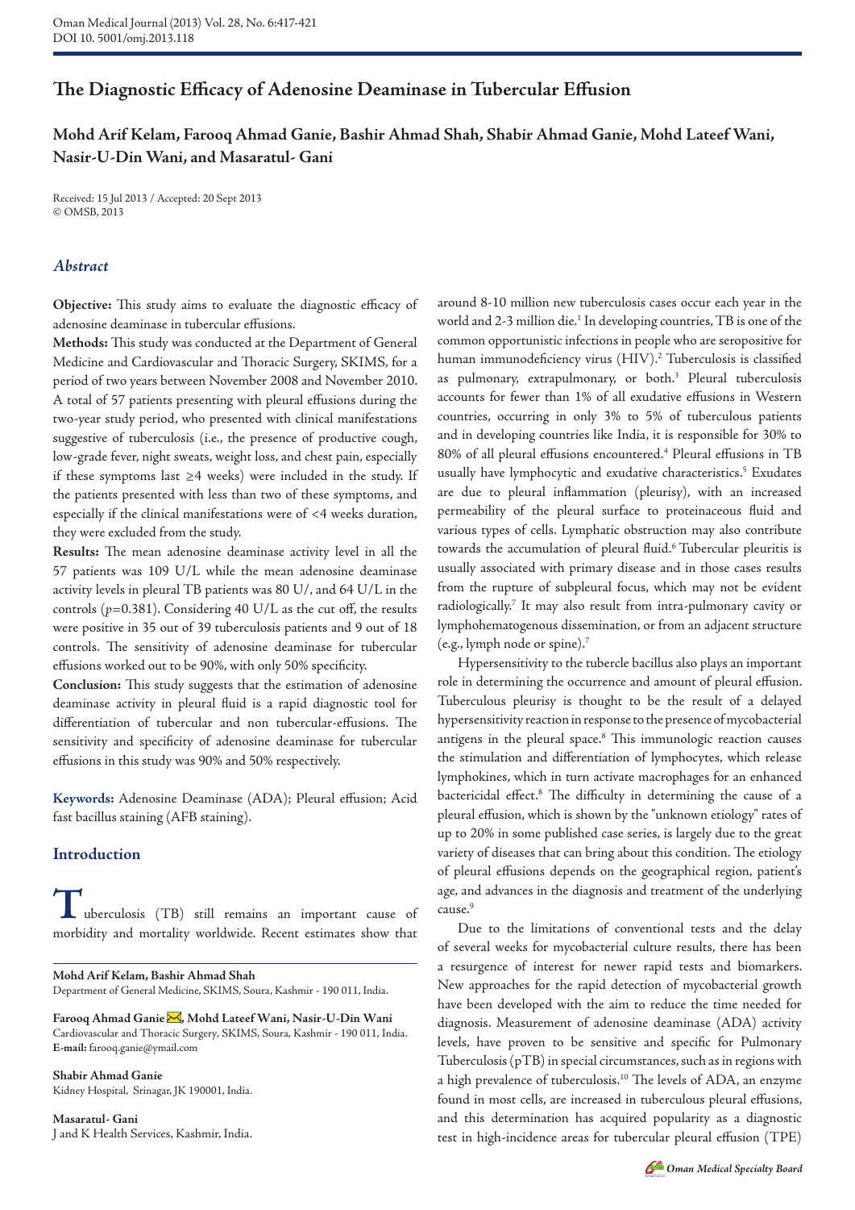# The Diagnostic Efficacy of Adenosine Deaminase in Tubercular Effusion

**Mohd Arif Kelam, Farooq Ahmad Ganie, Bashir Ahmad Shah, Shabir Ahmad Ganie, Mohd Lateef Wani, Nasir-U-Din Wani, and Masaratul- Gani**

Received: 15 Jul 2013 / Accepted: 20 Sept 2013
© OMSB, 2013

## *Abstract*

**Objective:** This study aims to evaluate the diagnostic efficacy of adenosine deaminase in tubercular effusions.

**Methods:** This study was conducted at the Department of General Medicine and Cardiovascular and Thoracic Surgery, SKIMS, for a period of two years between November 2008 and November 2010. A total of 57 patients presenting with pleural effusions during the two-year study period, who presented with clinical manifestations suggestive of tuberculosis (i.e., the presence of productive cough, low-grade fever, night sweats, weight loss, and chest pain, especially if these symptoms last $\geq$4 weeks) were included in the study. If the patients presented with less than two of these symptoms, and especially if the clinical manifestations were of <4 weeks duration, they were excluded from the study.

**Results:** The mean adenosine deaminase activity level in all the 57 patients was 109 U/L while the mean adenosine deaminase activity levels in pleural TB patients was 80 U/, and 64 U/L in the controls ($p$=0.381). Considering 40 U/L as the cut off, the results were positive in 35 out of 39 tuberculosis patients and 9 out of 18 controls. The sensitivity of adenosine deaminase for tubercular effusions worked out to be 90%, with only 50% specificity.

**Conclusion:** This study suggests that the estimation of adenosine deaminase activity in pleural fluid is a rapid diagnostic tool for differentiation of tubercular and non tubercular-effusions. The sensitivity and specificity of adenosine deaminase for tubercular effusions in this study was 90% and 50% respectively.

**Keywords:** Adenosine Deaminase (ADA); Pleural effusion; Acid fast bacillus staining (AFB staining).

## Introduction

Tuberculosis (TB) still remains an important cause of morbidity and mortality worldwide. Recent estimates show that around 8-10 million new tuberculosis cases occur each year in the world and 2-3 million die.[1] In developing countries, TB is one of the common opportunistic infections in people who are seropositive for human immunodeficiency virus (HIV).[2] Tuberculosis is classified as pulmonary, extrapulmonary, or both.[3] Pleural tuberculosis accounts for fewer than 1% of all exudative effusions in Western countries, occurring in only 3% to 5% of tuberculous patients and in developing countries like India, it is responsible for 30% to 80% of all pleural effusions encountered.[4] Pleural effusions in TB usually have lymphocytic and exudative characteristics.[5] Exudates are due to pleural inflammation (pleurisy), with an increased permeability of the pleural surface to proteinaceous fluid and various types of cells. Lymphatic obstruction may also contribute towards the accumulation of pleural fluid.[6] Tubercular pleuritis is usually associated with primary disease and in those cases results from the rupture of subpleural focus, which may not be evident radiologically.[7] It may also result from intra-pulmonary cavity or lymphohematogenous dissemination, or from an adjacent structure (e.g., lymph node or spine).[7]

Hypersensitivity to the tubercle bacillus also plays an important role in determining the occurrence and amount of pleural effusion. Tuberculous pleurisy is thought to be the result of a delayed hypersensitivity reaction in response to the presence of mycobacterial antigens in the pleural space.[8] This immunologic reaction causes the stimulation and differentiation of lymphocytes, which release lymphokines, which in turn activate macrophages for an enhanced bactericidal effect.[8] The difficulty in determining the cause of a pleural effusion, which is shown by the "unknown etiology" rates of up to 20% in some published case series, is largely due to the great variety of diseases that can bring about this condition. The etiology of pleural effusions depends on the geographical region, patient's age, and advances in the diagnosis and treatment of the underlying cause.[9]

Due to the limitations of conventional tests and the delay of several weeks for mycobacterial culture results, there has been a resurgence of interest for newer rapid tests and biomarkers. New approaches for the rapid detection of mycobacterial growth have been developed with the aim to reduce the time needed for diagnosis. Measurement of adenosine deaminase (ADA) activity levels, have proven to be sensitive and specific for Pulmonary Tuberculosis (pTB) in special circumstances, such as in regions with a high prevalence of tuberculosis.[10] The levels of ADA, an enzyme found in most cells, are increased in tuberculous pleural effusions, and this determination has acquired popularity as a diagnostic test in high-incidence areas for tubercular pleural effusion (TPE)

**Mohd Arif Kelam, Bashir Ahmad Shah**
Department of General Medicine, SKIMS, Soura, Kashmir - 190 011, India.

**Farooq Ahmad Ganie, Mohd Lateef Wani, Nasir-U-Din Wani**
Cardiovascular and Thoracic Surgery, SKIMS, Soura, Kashmir - 190 011, India.
**E-mail:** farooq.ganie@ymail.com

**Shabir Ahmad Ganie**
Kidney Hospital, Srinagar, JK 190001, India.

**Masaratul- Gani**
J and K Health Services, Kashmir, India.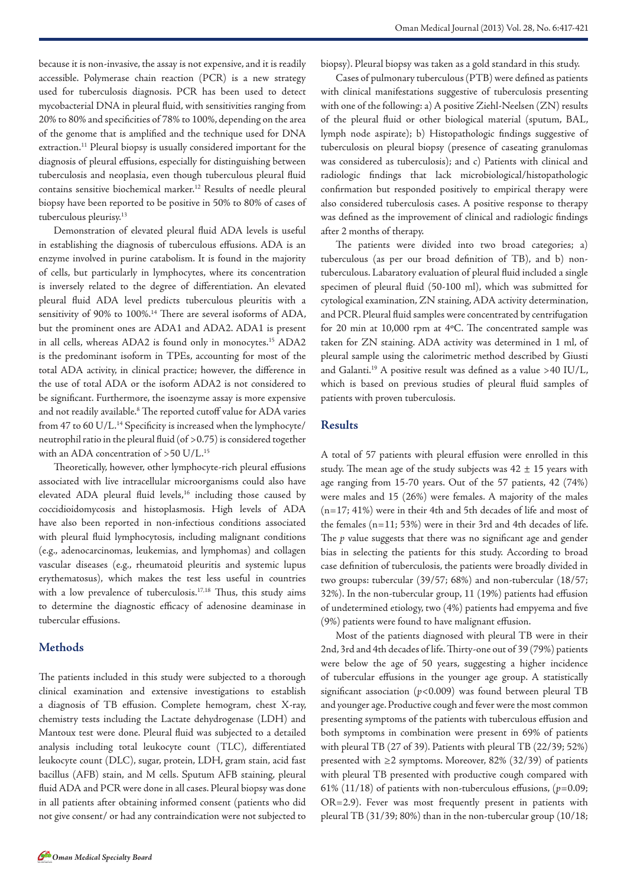because it is non-invasive, the assay is not expensive, and it is readily accessible. Polymerase chain reaction (PCR) is a new strategy used for tuberculosis diagnosis. PCR has been used to detect mycobacterial DNA in pleural fluid, with sensitivities ranging from 20% to 80% and specificities of 78% to 100%, depending on the area of the genome that is amplified and the technique used for DNA extraction.[11] Pleural biopsy is usually considered important for the diagnosis of pleural effusions, especially for distinguishing between tuberculosis and neoplasia, even though tuberculous pleural fluid contains sensitive biochemical marker.[12] Results of needle pleural biopsy have been reported to be positive in 50% to 80% of cases of tuberculous pleurisy.[13]

Demonstration of elevated pleural fluid ADA levels is useful in establishing the diagnosis of tuberculous effusions. ADA is an enzyme involved in purine catabolism. It is found in the majority of cells, but particularly in lymphocytes, where its concentration is inversely related to the degree of differentiation. An elevated pleural fluid ADA level predicts tuberculous pleuritis with a sensitivity of 90% to 100%.[14] There are several isoforms of ADA, but the prominent ones are ADA1 and ADA2. ADA1 is present in all cells, whereas ADA2 is found only in monocytes.[15] ADA2 is the predominant isoform in TPEs, accounting for most of the total ADA activity, in clinical practice; however, the difference in the use of total ADA or the isoform ADA2 is not considered to be significant. Furthermore, the isoenzyme assay is more expensive and not readily available.[8] The reported cutoff value for ADA varies from 47 to 60 U/L.[14] Specificity is increased when the lymphocyte/neutrophil ratio in the pleural fluid (of >0.75) is considered together with an ADA concentration of >50 U/L.[15]

Theoretically, however, other lymphocyte-rich pleural effusions associated with live intracellular microorganisms could also have elevated ADA pleural fluid levels,[16] including those caused by coccidioidomycosis and histoplasmosis. High levels of ADA have also been reported in non-infectious conditions associated with pleural fluid lymphocytosis, including malignant conditions (e.g., adenocarcinomas, leukemias, and lymphomas) and collagen vascular diseases (e.g., rheumatoid pleuritis and systemic lupus erythematosus), which makes the test less useful in countries with a low prevalence of tuberculosis.[17,18] Thus, this study aims to determine the diagnostic efficacy of adenosine deaminase in tubercular effusions.

## Methods

The patients included in this study were subjected to a thorough clinical examination and extensive investigations to establish a diagnosis of TB effusion. Complete hemogram, chest X-ray, chemistry tests including the Lactate dehydrogenase (LDH) and Mantoux test were done. Pleural fluid was subjected to a detailed analysis including total leukocyte count (TLC), differentiated leukocyte count (DLC), sugar, protein, LDH, gram stain, acid fast bacillus (AFB) stain, and M cells. Sputum AFB staining, pleural fluid ADA and PCR were done in all cases. Pleural biopsy was done in all patients after obtaining informed consent (patients who did not give consent/ or had any contraindication were not subjected to biopsy). Pleural biopsy was taken as a gold standard in this study.

Cases of pulmonary tuberculous (PTB) were defined as patients with clinical manifestations suggestive of tuberculosis presenting with one of the following: a) A positive Ziehl-Neelsen (ZN) results of the pleural fluid or other biological material (sputum, BAL, lymph node aspirate); b) Histopathologic findings suggestive of tuberculosis on pleural biopsy (presence of caseating granulomas was considered as tuberculosis); and c) Patients with clinical and radiologic findings that lack microbiological/histopathologic confirmation but responded positively to empirical therapy were also considered tuberculosis cases. A positive response to therapy was defined as the improvement of clinical and radiologic findings after 2 months of therapy.

The patients were divided into two broad categories; a) tuberculous (as per our broad definition of TB), and b) non-tuberculous. Labaratory evaluation of pleural fluid included a single specimen of pleural fluid (50-100 ml), which was submitted for cytological examination, ZN staining, ADA activity determination, and PCR. Pleural fluid samples were concentrated by centrifugation for 20 min at 10,000 rpm at 4ºC. The concentrated sample was taken for ZN staining. ADA activity was determined in 1 ml, of pleural sample using the calorimetric method described by Giusti and Galanti.[19] A positive result was defined as a value >40 IU/L, which is based on previous studies of pleural fluid samples of patients with proven tuberculosis.

## Results

A total of 57 patients with pleural effusion were enrolled in this study. The mean age of the study subjects was 42 ± 15 years with age ranging from 15-70 years. Out of the 57 patients, 42 (74%) were males and 15 (26%) were females. A majority of the males (n=17; 41%) were in their 4th and 5th decades of life and most of the females (n=11; 53%) were in their 3rd and 4th decades of life. The *p* value suggests that there was no significant age and gender bias in selecting the patients for this study. According to broad case definition of tuberculosis, the patients were broadly divided in two groups: tubercular (39/57; 68%) and non-tubercular (18/57; 32%). In the non-tubercular group, 11 (19%) patients had effusion of undetermined etiology, two (4%) patients had empyema and five (9%) patients were found to have malignant effusion.

Most of the patients diagnosed with pleural TB were in their 2nd, 3rd and 4th decades of life. Thirty-one out of 39 (79%) patients were below the age of 50 years, suggesting a higher incidence of tubercular effusions in the younger age group. A statistically significant association ($p<0.009$) was found between pleural TB and younger age. Productive cough and fever were the most common presenting symptoms of the patients with tuberculous effusion and both symptoms in combination were present in 69% of patients with pleural TB (27 of 39). Patients with pleural TB (22/39; 52%) presented with ≥2 symptoms. Moreover, 82% (32/39) of patients with pleural TB presented with productive cough compared with 61% (11/18) of patients with non-tuberculous effusions, ($p=0.09$; OR=2.9). Fever was most frequently present in patients with pleural TB (31/39; 80%) than in the non-tubercular group (10/18;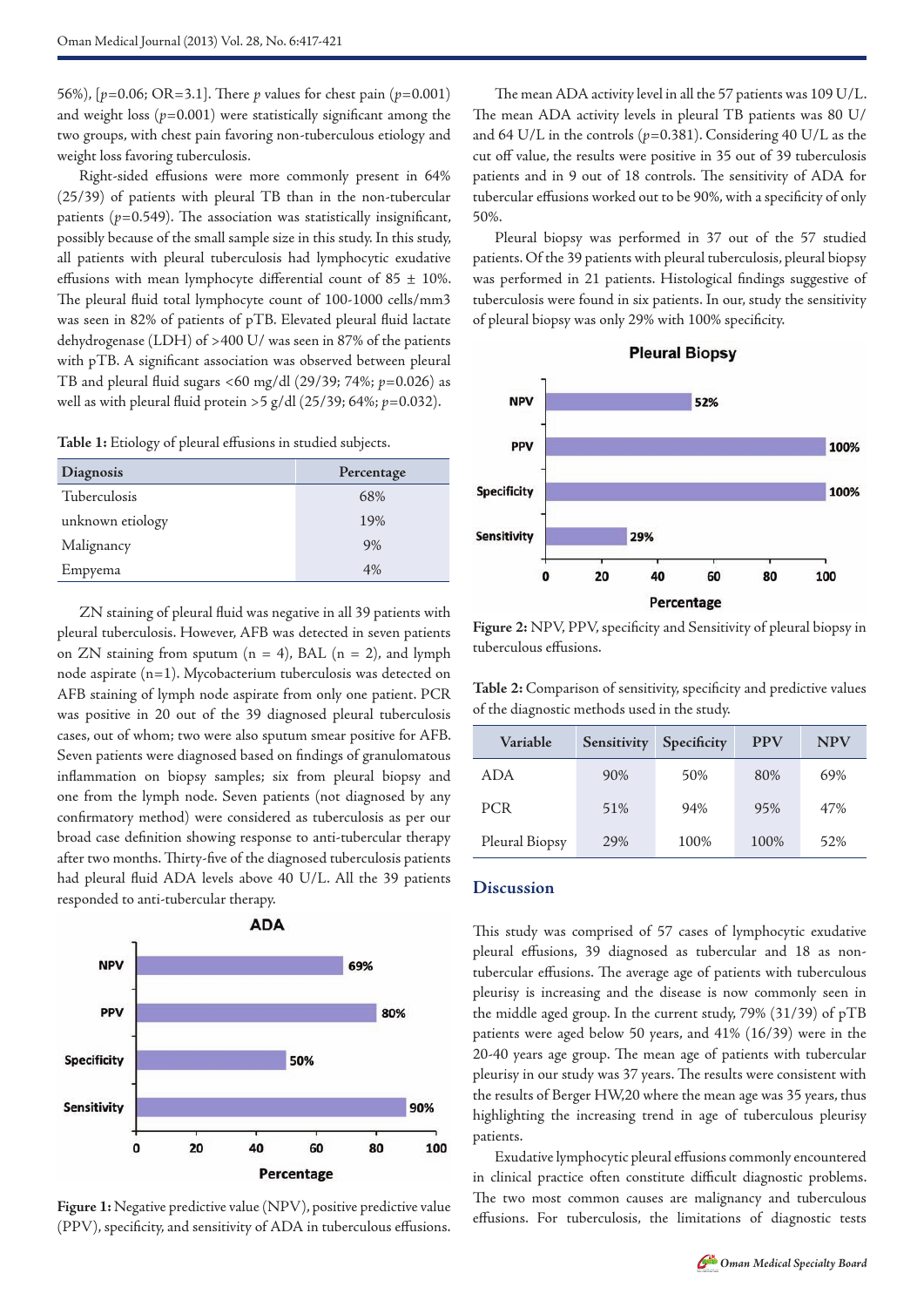56%), [$p$=0.06; OR=3.1]. There $p$ values for chest pain ($p$=0.001) and weight loss ($p$=0.001) were statistically significant among the two groups, with chest pain favoring non-tuberculous etiology and weight loss favoring tuberculosis.

Right-sided effusions were more commonly present in 64% (25/39) of patients with pleural TB than in the non-tubercular patients ($p$=0.549). The association was statistically insignificant, possibly because of the small sample size in this study. In this study, all patients with pleural tuberculosis had lymphocytic exudative effusions with mean lymphocyte differential count of 85 ± 10%. The pleural fluid total lymphocyte count of 100-1000 cells/mm3 was seen in 82% of patients of pTB. Elevated pleural fluid lactate dehydrogenase (LDH) of >400 U/ was seen in 87% of the patients with pTB. A significant association was observed between pleural TB and pleural fluid sugars <60 mg/dl (29/39; 74%; $p$=0.026) as well as with pleural fluid protein >5 g/dl (25/39; 64%; $p$=0.032).

**Table 1:** Etiology of pleural effusions in studied subjects.

| Diagnosis | Percentage |
|---|---|
| Tuberculosis | 68% |
| unknown etiology | 19% |
| Malignancy | 9% |
| Empyema | 4% |

ZN staining of pleural fluid was negative in all 39 patients with pleural tuberculosis. However, AFB was detected in seven patients on ZN staining from sputum (n = 4), BAL (n = 2), and lymph node aspirate (n=1). Mycobacterium tuberculosis was detected on AFB staining of lymph node aspirate from only one patient. PCR was positive in 20 out of the 39 diagnosed pleural tuberculosis cases, out of whom; two were also sputum smear positive for AFB. Seven patients were diagnosed based on findings of granulomatous inflammation on biopsy samples; six from pleural biopsy and one from the lymph node. Seven patients (not diagnosed by any confirmatory method) were considered as tuberculosis as per our broad case definition showing response to anti-tubercular therapy after two months. Thirty-five of the diagnosed tuberculosis patients had pleural fluid ADA levels above 40 U/L. All the 39 patients responded to anti-tubercular therapy.

**Figure 1:** Negative predictive value (NPV), positive predictive value (PPV), specificity, and sensitivity of ADA in tuberculous effusions.

The mean ADA activity level in all the 57 patients was 109 U/L. The mean ADA activity levels in pleural TB patients was 80 U/ and 64 U/L in the controls ($p$=0.381). Considering 40 U/L as the cut off value, the results were positive in 35 out of 39 tuberculosis patients and in 9 out of 18 controls. The sensitivity of ADA for tubercular effusions worked out to be 90%, with a specificity of only 50%.

Pleural biopsy was performed in 37 out of the 57 studied patients. Of the 39 patients with pleural tuberculosis, pleural biopsy was performed in 21 patients. Histological findings suggestive of tuberculosis were found in six patients. In our, study the sensitivity of pleural biopsy was only 29% with 100% specificity.

**Figure 2:** NPV, PPV, specificity and Sensitivity of pleural biopsy in tuberculous effusions.

**Table 2:** Comparison of sensitivity, specificity and predictive values of the diagnostic methods used in the study.

| Variable | Sensitivity | Specificity | PPV | NPV |
|---|---|---|---|---|
| ADA | 90% | 50% | 80% | 69% |
| PCR | 51% | 94% | 95% | 47% |
| Pleural Biopsy | 29% | 100% | 100% | 52% |

## Discussion

This study was comprised of 57 cases of lymphocytic exudative pleural effusions, 39 diagnosed as tubercular and 18 as non-tubercular effusions. The average age of patients with tuberculous pleurisy is increasing and the disease is now commonly seen in the middle aged group. In the current study, 79% (31/39) of pTB patients were aged below 50 years, and 41% (16/39) were in the 20-40 years age group. The mean age of patients with tubercular pleurisy in our study was 37 years. The results were consistent with the results of Berger HW,20 where the mean age was 35 years, thus highlighting the increasing trend in age of tuberculous pleurisy patients.

Exudative lymphocytic pleural effusions commonly encountered in clinical practice often constitute difficult diagnostic problems. The two most common causes are malignancy and tuberculous effusions. For tuberculosis, the limitations of diagnostic tests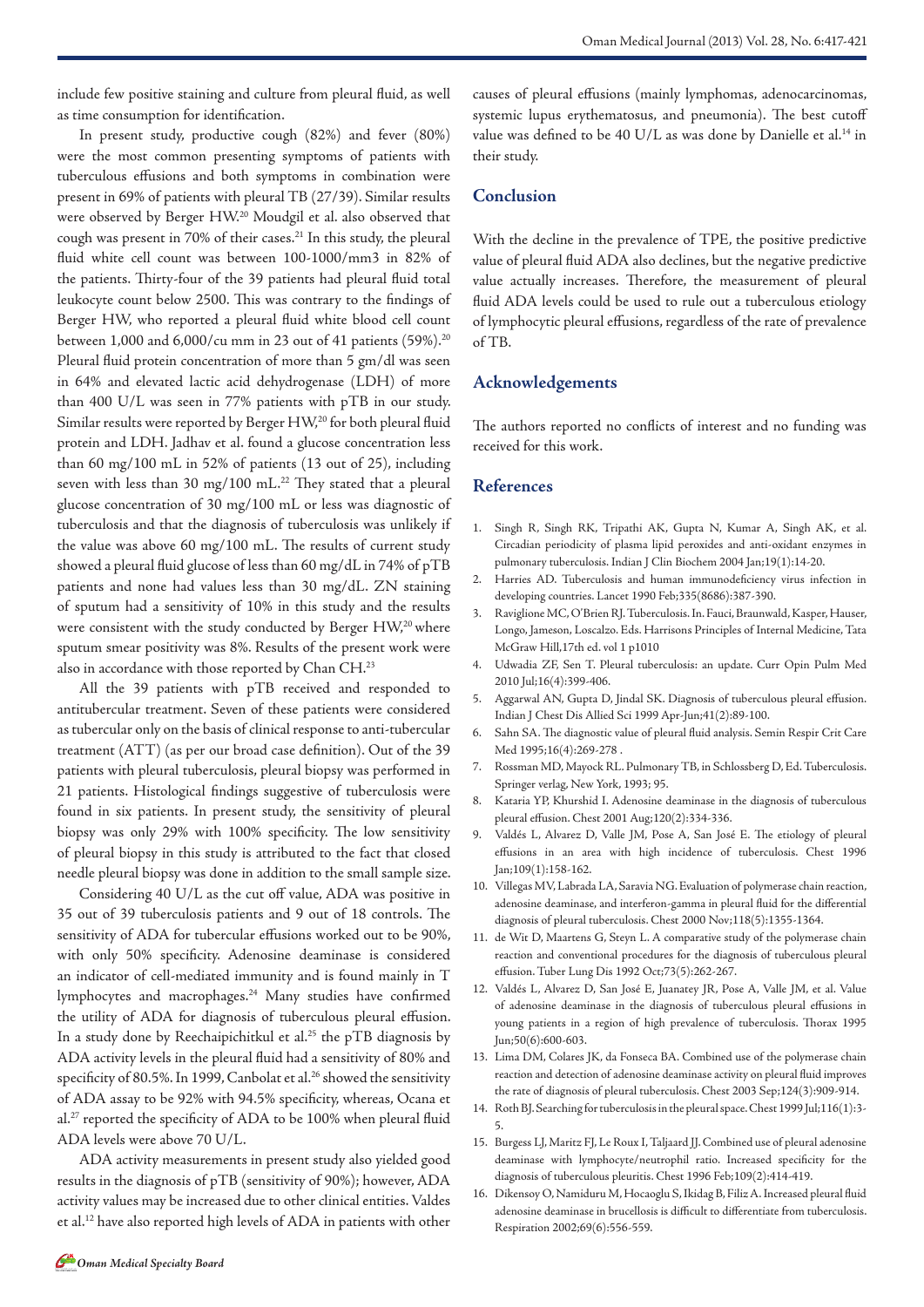include few positive staining and culture from pleural fluid, as well as time consumption for identification.

In present study, productive cough (82%) and fever (80%) were the most common presenting symptoms of patients with tuberculous effusions and both symptoms in combination were present in 69% of patients with pleural TB (27/39). Similar results were observed by Berger HW.[20] Moudgil et al. also observed that cough was present in 70% of their cases.[21] In this study, the pleural fluid white cell count was between 100-1000/mm3 in 82% of the patients. Thirty-four of the 39 patients had pleural fluid total leukocyte count below 2500. This was contrary to the findings of Berger HW, who reported a pleural fluid white blood cell count between 1,000 and 6,000/cu mm in 23 out of 41 patients (59%).[20] Pleural fluid protein concentration of more than 5 gm/dl was seen in 64% and elevated lactic acid dehydrogenase (LDH) of more than 400 U/L was seen in 77% patients with pTB in our study. Similar results were reported by Berger HW,[20] for both pleural fluid protein and LDH. Jadhav et al. found a glucose concentration less than 60 mg/100 mL in 52% of patients (13 out of 25), including seven with less than 30 mg/100 mL.[22] They stated that a pleural glucose concentration of 30 mg/100 mL or less was diagnostic of tuberculosis and that the diagnosis of tuberculosis was unlikely if the value was above 60 mg/100 mL. The results of current study showed a pleural fluid glucose of less than 60 mg/dL in 74% of pTB patients and none had values less than 30 mg/dL. ZN staining of sputum had a sensitivity of 10% in this study and the results were consistent with the study conducted by Berger HW,[20] where sputum smear positivity was 8%. Results of the present work were also in accordance with those reported by Chan CH.[23]

All the 39 patients with pTB received and responded to antitubercular treatment. Seven of these patients were considered as tubercular only on the basis of clinical response to anti-tubercular treatment (ATT) (as per our broad case definition). Out of the 39 patients with pleural tuberculosis, pleural biopsy was performed in 21 patients. Histological findings suggestive of tuberculosis were found in six patients. In present study, the sensitivity of pleural biopsy was only 29% with 100% specificity. The low sensitivity of pleural biopsy in this study is attributed to the fact that closed needle pleural biopsy was done in addition to the small sample size.

Considering 40 U/L as the cut off value, ADA was positive in 35 out of 39 tuberculosis patients and 9 out of 18 controls. The sensitivity of ADA for tubercular effusions worked out to be 90%, with only 50% specificity. Adenosine deaminase is considered an indicator of cell-mediated immunity and is found mainly in T lymphocytes and macrophages.[24] Many studies have confirmed the utility of ADA for diagnosis of tuberculous pleural effusion. In a study done by Reechaipichitkul et al.[25] the pTB diagnosis by ADA activity levels in the pleural fluid had a sensitivity of 80% and specificity of 80.5%. In 1999, Canbolat et al.[26] showed the sensitivity of ADA assay to be 92% with 94.5% specificity, whereas, Ocana et al.[27] reported the specificity of ADA to be 100% when pleural fluid ADA levels were above 70 U/L.

ADA activity measurements in present study also yielded good results in the diagnosis of pTB (sensitivity of 90%); however, ADA activity values may be increased due to other clinical entities. Valdes et al.[12] have also reported high levels of ADA in patients with other causes of pleural effusions (mainly lymphomas, adenocarcinomas, systemic lupus erythematosus, and pneumonia). The best cutoff value was defined to be 40 U/L as was done by Danielle et al.[14] in their study.

## Conclusion

With the decline in the prevalence of TPE, the positive predictive value of pleural fluid ADA also declines, but the negative predictive value actually increases. Therefore, the measurement of pleural fluid ADA levels could be used to rule out a tuberculous etiology of lymphocytic pleural effusions, regardless of the rate of prevalence of TB.

## Acknowledgements

The authors reported no conflicts of interest and no funding was received for this work.

## References

1. Singh R, Singh RK, Tripathi AK, Gupta N, Kumar A, Singh AK, et al. Circadian periodicity of plasma lipid peroxides and anti-oxidant enzymes in pulmonary tuberculosis. Indian J Clin Biochem 2004 Jan;19(1):14-20.
2. Harries AD. Tuberculosis and human immunodeficiency virus infection in developing countries. Lancet 1990 Feb;335(8686):387-390.
3. Raviglione MC, O'Brien RJ. Tuberculosis. In. Fauci, Braunwald, Kasper, Hauser, Longo, Jameson, Loscalzo. Eds. Harrisons Principles of Internal Medicine, Tata McGraw Hill,17th ed. vol 1 p1010
4. Udwadia ZF, Sen T. Pleural tuberculosis: an update. Curr Opin Pulm Med 2010 Jul;16(4):399-406.
5. Aggarwal AN, Gupta D, Jindal SK. Diagnosis of tuberculous pleural effusion. Indian J Chest Dis Allied Sci 1999 Apr-Jun;41(2):89-100.
6. Sahn SA. The diagnostic value of pleural fluid analysis. Semin Respir Crit Care Med 1995;16(4):269-278 .
7. Rossman MD, Mayock RL. Pulmonary TB, in Schlossberg D, Ed. Tuberculosis. Springer verlag, New York, 1993; 95.
8. Kataria YP, Khurshid I. Adenosine deaminase in the diagnosis of tuberculous pleural effusion. Chest 2001 Aug;120(2):334-336.
9. Valdés L, Alvarez D, Valle JM, Pose A, San José E. The etiology of pleural effusions in an area with high incidence of tuberculosis. Chest 1996 Jan;109(1):158-162.
10. Villegas MV, Labrada LA, Saravia NG. Evaluation of polymerase chain reaction, adenosine deaminase, and interferon-gamma in pleural fluid for the differential diagnosis of pleural tuberculosis. Chest 2000 Nov;118(5):1355-1364.
11. de Wit D, Maartens G, Steyn L. A comparative study of the polymerase chain reaction and conventional procedures for the diagnosis of tuberculous pleural effusion. Tuber Lung Dis 1992 Oct;73(5):262-267.
12. Valdés L, Alvarez D, San José E, Juanatey JR, Pose A, Valle JM, et al. Value of adenosine deaminase in the diagnosis of tuberculous pleural effusions in young patients in a region of high prevalence of tuberculosis. Thorax 1995 Jun;50(6):600-603.
13. Lima DM, Colares JK, da Fonseca BA. Combined use of the polymerase chain reaction and detection of adenosine deaminase activity on pleural fluid improves the rate of diagnosis of pleural tuberculosis. Chest 2003 Sep;124(3):909-914.
14. Roth BJ. Searching for tuberculosis in the pleural space. Chest 1999 Jul;116(1):3-5.
15. Burgess LJ, Maritz FJ, Le Roux I, Taljaard JJ. Combined use of pleural adenosine deaminase with lymphocyte/neutrophil ratio. Increased specificity for the diagnosis of tuberculous pleuritis. Chest 1996 Feb;109(2):414-419.
16. Dikensoy O, Namiduru M, Hocaoglu S, Ikidag B, Filiz A. Increased pleural fluid adenosine deaminase in brucellosis is difficult to differentiate from tuberculosis. Respiration 2002;69(6):556-559.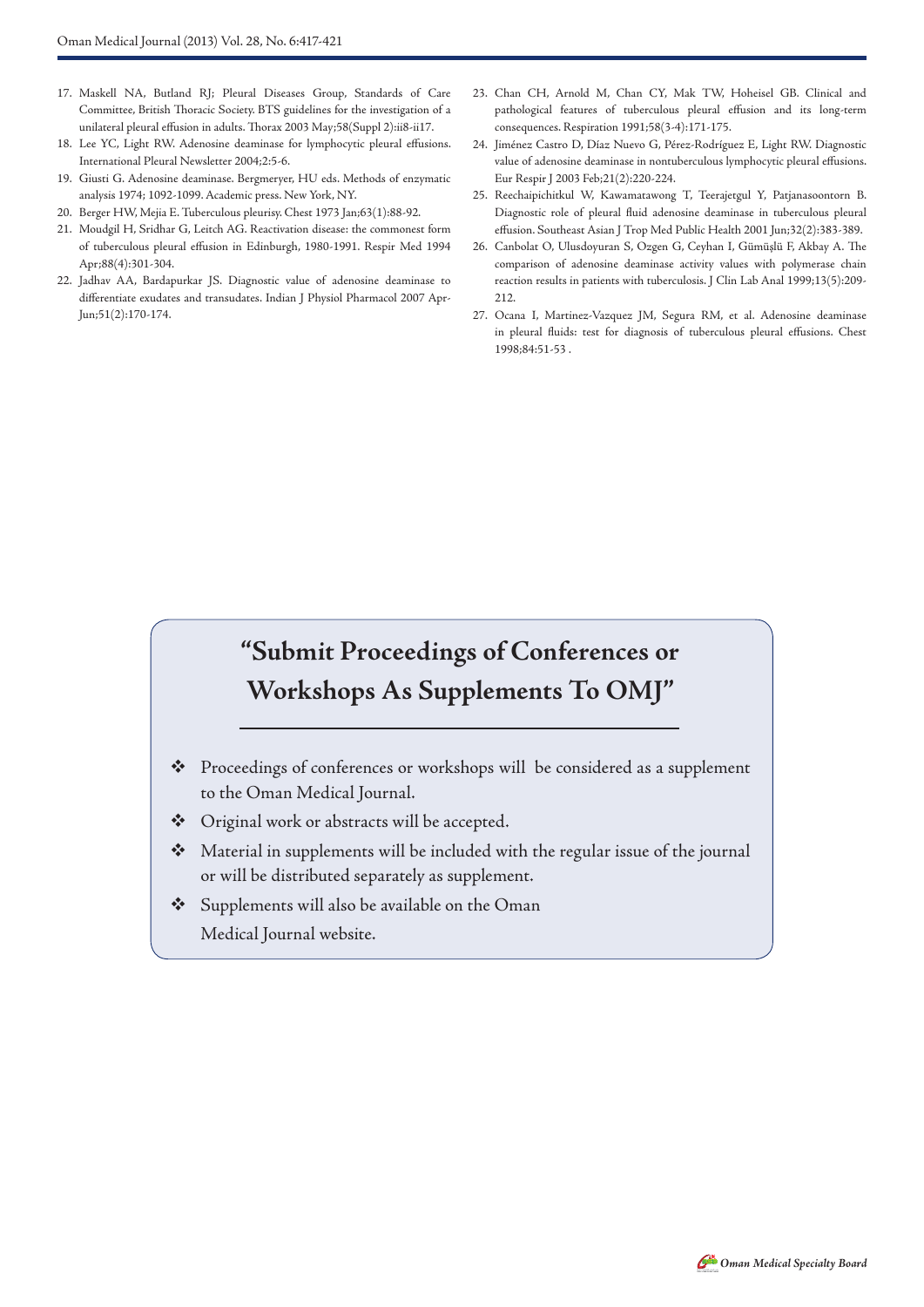17. Maskell NA, Butland RJ; Pleural Diseases Group, Standards of Care Committee, British Thoracic Society. BTS guidelines for the investigation of a unilateral pleural effusion in adults. Thorax 2003 May;58(Suppl 2):ii8-ii17.
18. Lee YC, Light RW. Adenosine deaminase for lymphocytic pleural effusions. International Pleural Newsletter 2004;2:5-6.
19. Giusti G. Adenosine deaminase. Bergmeryer, HU eds. Methods of enzymatic analysis 1974; 1092-1099. Academic press. New York, NY.
20. Berger HW, Mejia E. Tuberculous pleurisy. Chest 1973 Jan;63(1):88-92.
21. Moudgil H, Sridhar G, Leitch AG. Reactivation disease: the commonest form of tuberculous pleural effusion in Edinburgh, 1980-1991. Respir Med 1994 Apr;88(4):301-304.
22. Jadhav AA, Bardapurkar JS. Diagnostic value of adenosine deaminase to differentiate exudates and transudates. Indian J Physiol Pharmacol 2007 Apr-Jun;51(2):170-174.
23. Chan CH, Arnold M, Chan CY, Mak TW, Hoheisel GB. Clinical and pathological features of tuberculous pleural effusion and its long-term consequences. Respiration 1991;58(3-4):171-175.
24. Jiménez Castro D, Díaz Nuevo G, Pérez-Rodríguez E, Light RW. Diagnostic value of adenosine deaminase in nontuberculous lymphocytic pleural effusions. Eur Respir J 2003 Feb;21(2):220-224.
25. Reechaipichitkul W, Kawamatawong T, Teerajetgul Y, Patjanasoontorn B. Diagnostic role of pleural fluid adenosine deaminase in tuberculous pleural effusion. Southeast Asian J Trop Med Public Health 2001 Jun;32(2):383-389.
26. Canbolat O, Ulusdoyuran S, Ozgen G, Ceyhan I, Gümüşlü F, Akbay A. The comparison of adenosine deaminase activity values with polymerase chain reaction results in patients with tuberculosis. J Clin Lab Anal 1999;13(5):209-212.
27. Ocana I, Martinez-Vazquez JM, Segura RM, et al. Adenosine deaminase in pleural fluids: test for diagnosis of tuberculous pleural effusions. Chest 1998;84:51-53 .

## "Submit Proceedings of Conferences or Workshops As Supplements To OMJ"

- Proceedings of conferences or workshops will be considered as a supplement to the Oman Medical Journal.
- Original work or abstracts will be accepted.
- Material in supplements will be included with the regular issue of the journal or will be distributed separately as supplement.
- Supplements will also be available on the Oman Medical Journal website.